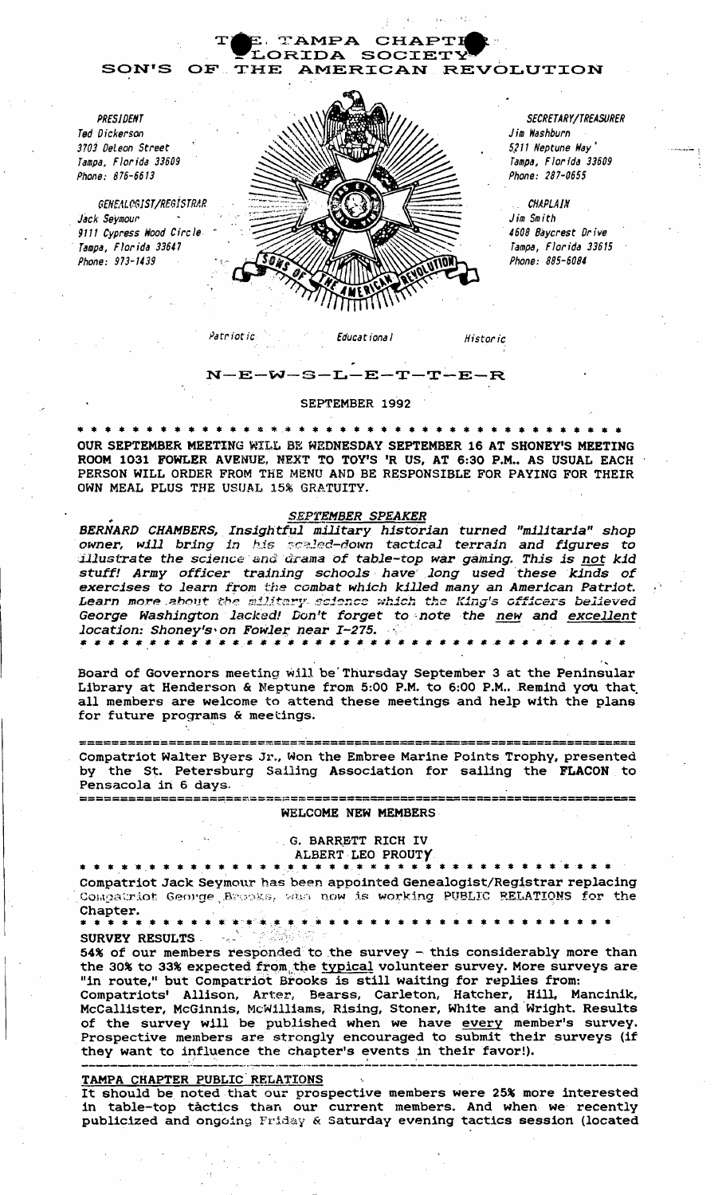# THE TAMPA CHAPTER
## FLORIDA SOCIETY
## SON'S OF THE AMERICAN REVOLUTION

*PRESIDENT*
*Ted Dickerson*
*3703 DeLeon Street*
*Tampa, Florida 33609*
*Phone: 876-6613*

*GENEALOGIST/REGISTRAR*
*Jack Seymour*
*9111 Cypress Wood Circle*
*Tampa, Florida 33647*
*Phone: 973-1439*

*SECRETARY/TREASURER*
*Jim Washburn*
*5211 Neptune Way*
*Tampa, Florida 33609*
*Phone: 287-0655*

*CHAPLAIN*
*Jim Smith*
*4608 Baycrest Drive*
*Tampa, Florida 33615*
*Phone: 885-6084*

*Patriotic* *Educational* *Historic*

## N–E–W–S–L–E–T–T–E–R

SEPTEMBER 1992

* * * * * * * * * * * * * * * * * * * * * * * * * * * * * * * * * * * * * * * *

**OUR SEPTEMBER MEETING WILL BE WEDNESDAY SEPTEMBER 16 AT SHONEY'S MEETING ROOM 1031 FOWLER AVENUE, NEXT TO TOY'S 'R US, AT 6:30 P.M.. AS USUAL EACH PERSON WILL ORDER FROM THE MENU AND BE RESPONSIBLE FOR PAYING FOR THEIR OWN MEAL PLUS THE USUAL 15% GRATUITY.**

***SEPTEMBER SPEAKER***

***BERNARD CHAMBERS, Insightful military historian turned "militaria" shop owner, will bring in his scaled-down tactical terrain and figures to illustrate the science and drama of table-top war gaming. This is not kid stuff! Army officer training schools have long used these kinds of exercises to learn from the combat which killed many an American Patriot. Learn more about the military science which the King's officers believed George Washington lacked! Don't forget to note the new and excellent location: Shoney's on Fowler near I-275.***

* * * * * * * * * * * * * * * * * * * * * * * * * * * * * * * * * * * * * * * *

Board of Governors meeting will be Thursday September 3 at the Peninsular Library at Henderson & Neptune from 5:00 P.M. to 6:00 P.M.. Remind you that all members are welcome to attend these meetings and help with the plans for future programs & meetings.

---

Compatriot Walter Byers Jr., Won the Embree Marine Points Trophy, presented by the St. Petersburg Sailing Association for sailing the **FLACON** to Pensacola in 6 days.

---

**WELCOME NEW MEMBERS**

G. BARRETT RICH IV
ALBERT LEO PROUTY

* * * * * * * * * * * * * * * * * * * * * * * * * * * * * * * * * * * * * * * *

Compatriot Jack Seymour has been appointed Genealogist/Registrar replacing Compatriot George Brooks, who now is working PUBLIC RELATIONS for the Chapter.

* * * * * * * * * * * * * * * * * * * * * * * * * * * * * * * * * * * * * * * *

**SURVEY RESULTS**

54% of our members responded to the survey – this considerably more than the 30% to 33% expected from the typical volunteer survey. More surveys are "in route," but Compatriot Brooks is still waiting for replies from: Compatriots' Allison, Arter, Bearss, Carleton, Hatcher, Hill, Mancinik, McCallister, McGinnis, McWilliams, Rising, Stoner, White and Wright. Results of the survey will be published when we have every member's survey. Prospective members are strongly encouraged to submit their surveys (if they want to influence the chapter's events in their favor!).

---

**TAMPA CHAPTER PUBLIC RELATIONS**

It should be noted that our prospective members were 25% more interested in table-top tactics than our current members. And when we recently publicized and ongoing Friday & Saturday evening tactics session (located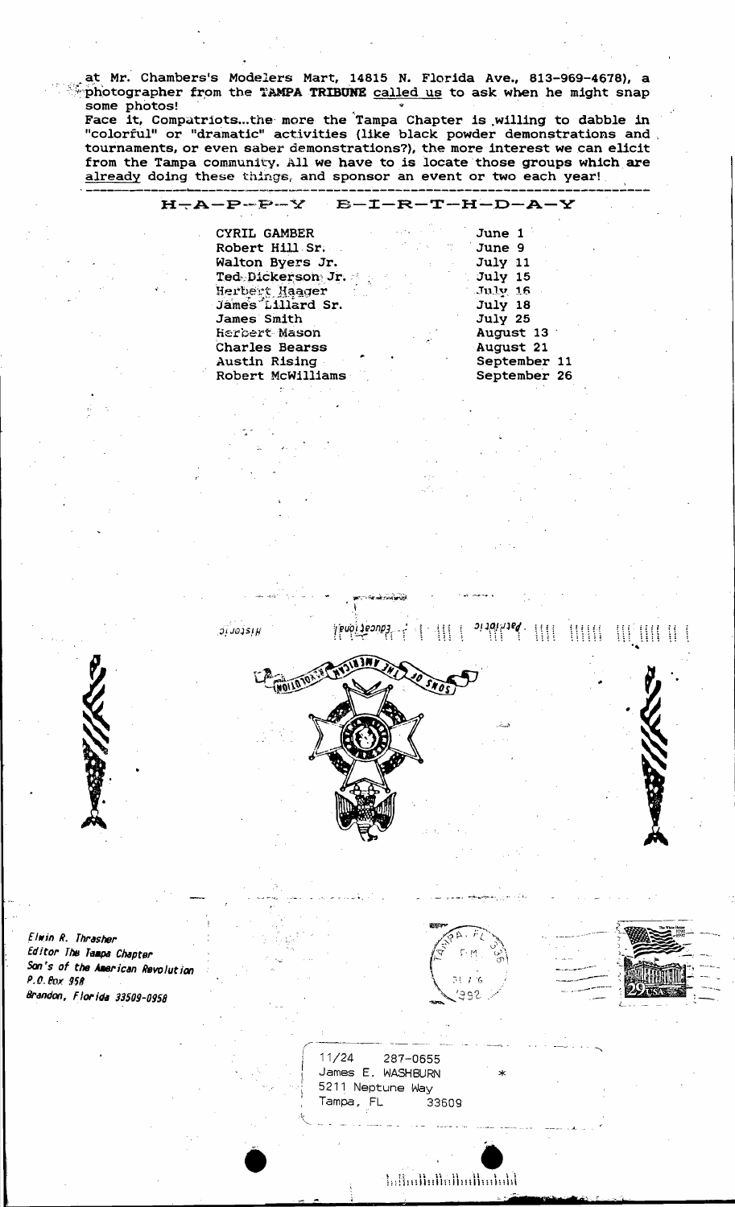at Mr. Chambers's Modelers Mart, 14815 N. Florida Ave., 813-969-4678), a photographer from the **TAMPA TRIBUNE** called us to ask when he might snap some photos!

Face it, Compatriots...the more the Tampa Chapter is willing to dabble in "colorful" or "dramatic" activities (like black powder demonstrations and tournaments, or even saber demonstrations?), the more interest we can elicit from the Tampa community. All we have to is locate those groups which are already doing these things, and sponsor an event or two each year!

## H-A-P-P-Y B-I-R-T-H-D-A-Y

| | |
|---|---|
| CYRIL GAMBER | June 1 |
| Robert Hill Sr. | June 9 |
| Walton Byers Jr. | July 11 |
| Ted Dickerson Jr. | July 15 |
| Herbert Haager | July 16 |
| James Lillard Sr. | July 18 |
| James Smith | July 25 |
| Herbert Mason | August 13 |
| Charles Bearss | August 21 |
| Austin Rising | September 11 |
| Robert McWilliams | September 26 |

Historic Educational Patriotic

SONS OF THE AMERICAN REVOLUTION

*Elwin R. Thrasher*
*Editor The Tampa Chapter*
*Son's of the American Revolution*
*P.O. Box 958*
*Brandon, Florida 33509-0958*

TAMPA FL 336 P.M. 31 JUL 6 1992

29 USA

11/24 287-0655
James E. WASHBURN *
5211 Neptune Way
Tampa, FL 33609